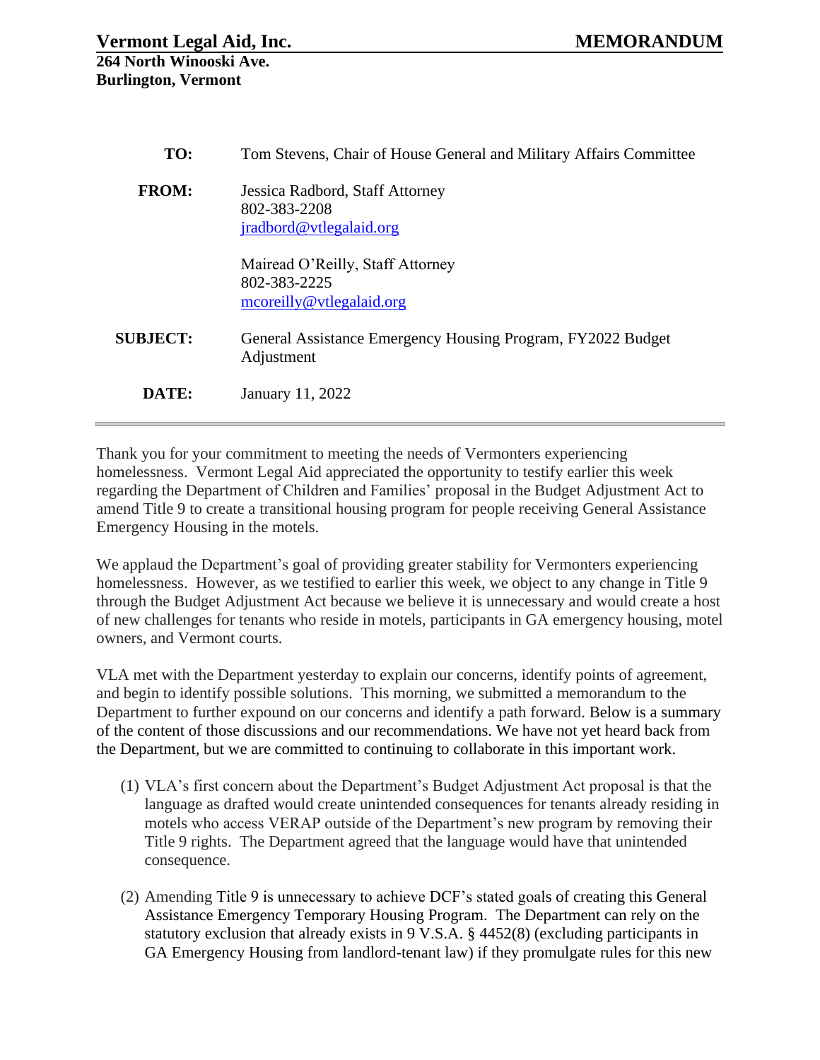**Vermont Legal Aid, Inc.** **MEMORANDUM**

**264 North Winooski Ave.**
**Burlington, Vermont**

| | |
|---|---|
| **TO:** | Tom Stevens, Chair of House General and Military Affairs Committee |
| **FROM:** | Jessica Radbord, Staff Attorney<br>802-383-2208<br>jradbord@vtlegalaid.org<br><br>Mairead O'Reilly, Staff Attorney<br>802-383-2225<br>mcoreilly@vtlegalaid.org |
| **SUBJECT:** | General Assistance Emergency Housing Program, FY2022 Budget Adjustment |
| **DATE:** | January 11, 2022 |

---

Thank you for your commitment to meeting the needs of Vermonters experiencing homelessness. Vermont Legal Aid appreciated the opportunity to testify earlier this week regarding the Department of Children and Families' proposal in the Budget Adjustment Act to amend Title 9 to create a transitional housing program for people receiving General Assistance Emergency Housing in the motels.

We applaud the Department's goal of providing greater stability for Vermonters experiencing homelessness. However, as we testified to earlier this week, we object to any change in Title 9 through the Budget Adjustment Act because we believe it is unnecessary and would create a host of new challenges for tenants who reside in motels, participants in GA emergency housing, motel owners, and Vermont courts.

VLA met with the Department yesterday to explain our concerns, identify points of agreement, and begin to identify possible solutions. This morning, we submitted a memorandum to the Department to further expound on our concerns and identify a path forward. Below is a summary of the content of those discussions and our recommendations. We have not yet heard back from the Department, but we are committed to continuing to collaborate in this important work.

(1) VLA's first concern about the Department's Budget Adjustment Act proposal is that the language as drafted would create unintended consequences for tenants already residing in motels who access VERAP outside of the Department's new program by removing their Title 9 rights. The Department agreed that the language would have that unintended consequence.

(2) Amending Title 9 is unnecessary to achieve DCF's stated goals of creating this General Assistance Emergency Temporary Housing Program. The Department can rely on the statutory exclusion that already exists in 9 V.S.A. § 4452(8) (excluding participants in GA Emergency Housing from landlord-tenant law) if they promulgate rules for this new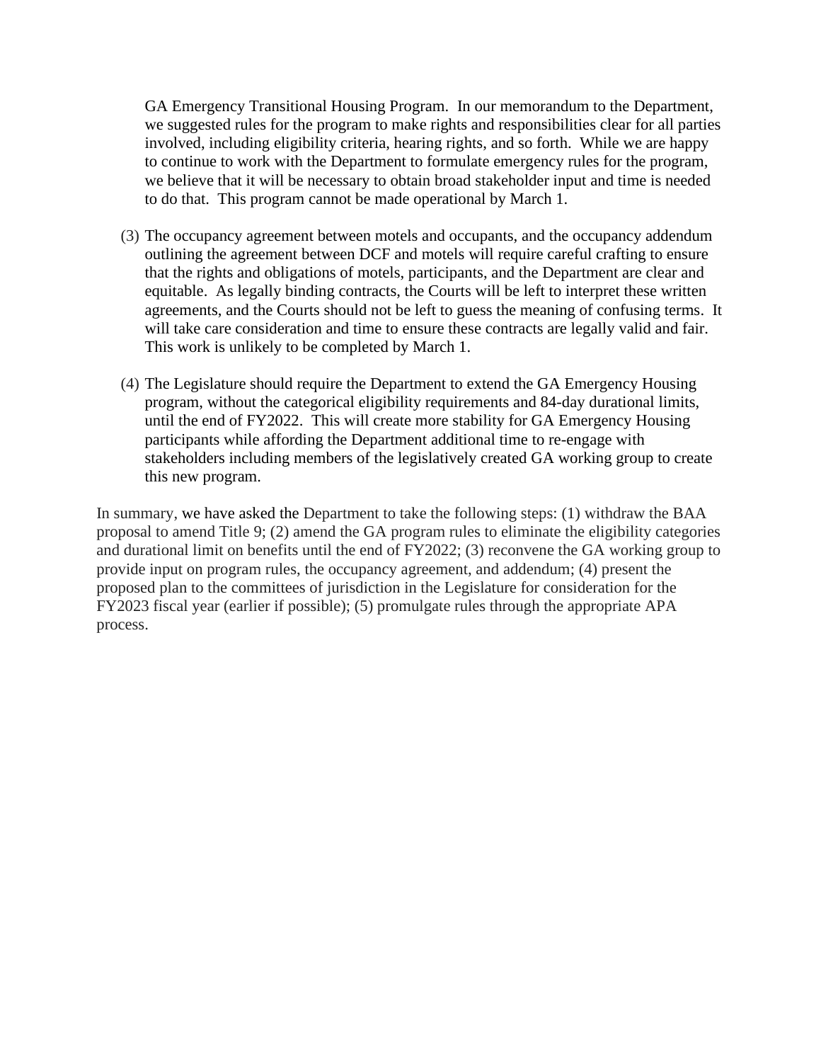GA Emergency Transitional Housing Program. In our memorandum to the Department, we suggested rules for the program to make rights and responsibilities clear for all parties involved, including eligibility criteria, hearing rights, and so forth. While we are happy to continue to work with the Department to formulate emergency rules for the program, we believe that it will be necessary to obtain broad stakeholder input and time is needed to do that. This program cannot be made operational by March 1.

(3) The occupancy agreement between motels and occupants, and the occupancy addendum outlining the agreement between DCF and motels will require careful crafting to ensure that the rights and obligations of motels, participants, and the Department are clear and equitable. As legally binding contracts, the Courts will be left to interpret these written agreements, and the Courts should not be left to guess the meaning of confusing terms. It will take care consideration and time to ensure these contracts are legally valid and fair. This work is unlikely to be completed by March 1.

(4) The Legislature should require the Department to extend the GA Emergency Housing program, without the categorical eligibility requirements and 84-day durational limits, until the end of FY2022. This will create more stability for GA Emergency Housing participants while affording the Department additional time to re-engage with stakeholders including members of the legislatively created GA working group to create this new program.

In summary, we have asked the Department to take the following steps: (1) withdraw the BAA proposal to amend Title 9; (2) amend the GA program rules to eliminate the eligibility categories and durational limit on benefits until the end of FY2022; (3) reconvene the GA working group to provide input on program rules, the occupancy agreement, and addendum; (4) present the proposed plan to the committees of jurisdiction in the Legislature for consideration for the FY2023 fiscal year (earlier if possible); (5) promulgate rules through the appropriate APA process.